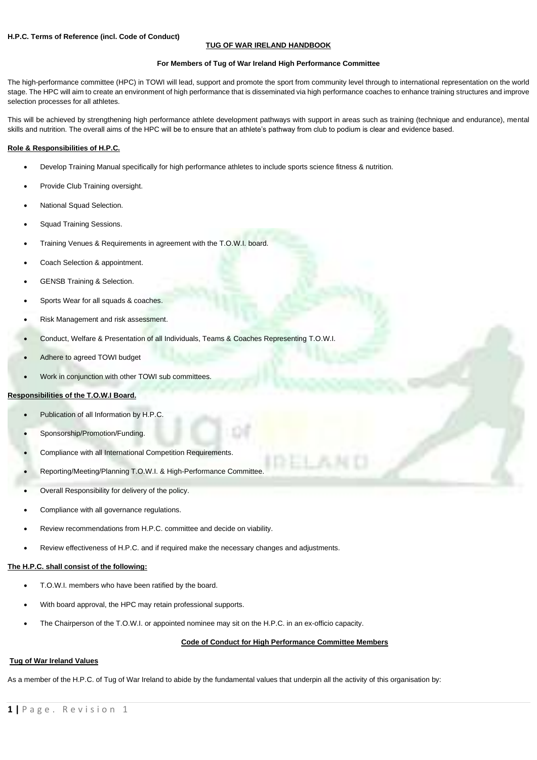**H.P.C. Terms of Reference (incl. Code of Conduct)**

## TUG OF WAR IRELAND HANDBOOK

### For Members of Tug of War Ireland High Performance Committee

The high-performance committee (HPC) in TOWI will lead, support and promote the sport from community level through to international representation on the world stage. The HPC will aim to create an environment of high performance that is disseminated via high performance coaches to enhance training structures and improve selection processes for all athletes.

This will be achieved by strengthening high performance athlete development pathways with support in areas such as training (technique and endurance), mental skills and nutrition. The overall aims of the HPC will be to ensure that an athlete's pathway from club to podium is clear and evidence based.

### Role & Responsibilities of H.P.C.

- Develop Training Manual specifically for high performance athletes to include sports science fitness & nutrition.
- Provide Club Training oversight.
- National Squad Selection.
- Squad Training Sessions.
- Training Venues & Requirements in agreement with the T.O.W.I. board.
- Coach Selection & appointment.
- GENSB Training & Selection.
- Sports Wear for all squads & coaches.
- Risk Management and risk assessment.
- Conduct, Welfare & Presentation of all Individuals, Teams & Coaches Representing T.O.W.I.
- Adhere to agreed TOWI budget
- Work in conjunction with other TOWI sub committees.

### Responsibilities of the T.O.W.I Board.

- Publication of all Information by H.P.C.
- Sponsorship/Promotion/Funding.
- Compliance with all International Competition Requirements.
- Reporting/Meeting/Planning T.O.W.I. & High-Performance Committee.
- Overall Responsibility for delivery of the policy.
- Compliance with all governance regulations.
- Review recommendations from H.P.C. committee and decide on viability.
- Review effectiveness of H.P.C. and if required make the necessary changes and adjustments.

### The H.P.C. shall consist of the following:

- T.O.W.I. members who have been ratified by the board.
- With board approval, the HPC may retain professional supports.
- The Chairperson of the T.O.W.I. or appointed nominee may sit on the H.P.C. in an ex-officio capacity.

### Code of Conduct for High Performance Committee Members

#### Tug of War Ireland Values

As a member of the H.P.C. of Tug of War Ireland to abide by the fundamental values that underpin all the activity of this organisation by: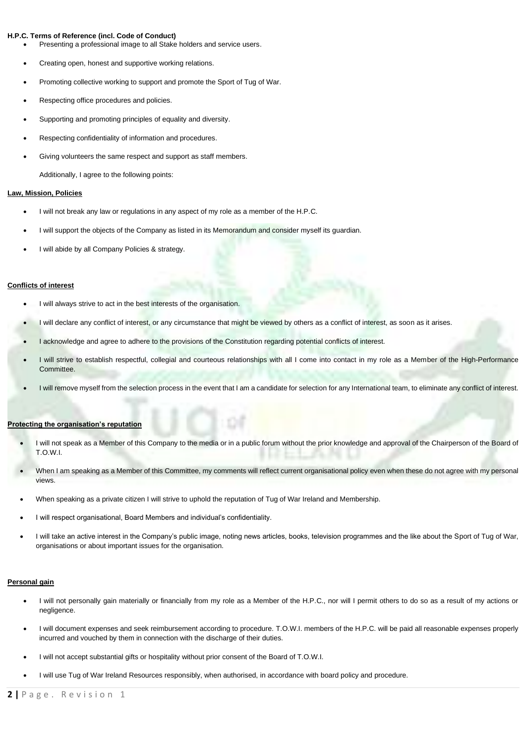**H.P.C. Terms of Reference (incl. Code of Conduct)**

- Presenting a professional image to all Stake holders and service users.
- Creating open, honest and supportive working relations.
- Promoting collective working to support and promote the Sport of Tug of War.
- Respecting office procedures and policies.
- Supporting and promoting principles of equality and diversity.
- Respecting confidentiality of information and procedures.
- Giving volunteers the same respect and support as staff members.

Additionally, I agree to the following points:

**Law, Mission, Policies**

- I will not break any law or regulations in any aspect of my role as a member of the H.P.C.
- I will support the objects of the Company as listed in its Memorandum and consider myself its guardian.
- I will abide by all Company Policies & strategy.

**Conflicts of interest**

- I will always strive to act in the best interests of the organisation.
- I will declare any conflict of interest, or any circumstance that might be viewed by others as a conflict of interest, as soon as it arises.
- I acknowledge and agree to adhere to the provisions of the Constitution regarding potential conflicts of interest.
- I will strive to establish respectful, collegial and courteous relationships with all I come into contact in my role as a Member of the High-Performance Committee.
- I will remove myself from the selection process in the event that I am a candidate for selection for any International team, to eliminate any conflict of interest.

**Protecting the organisation's reputation**

- I will not speak as a Member of this Company to the media or in a public forum without the prior knowledge and approval of the Chairperson of the Board of T.O.W.I.
- When I am speaking as a Member of this Committee, my comments will reflect current organisational policy even when these do not agree with my personal views.
- When speaking as a private citizen I will strive to uphold the reputation of Tug of War Ireland and Membership.
- I will respect organisational, Board Members and individual's confidentiality.
- I will take an active interest in the Company's public image, noting news articles, books, television programmes and the like about the Sport of Tug of War, organisations or about important issues for the organisation.

**Personal gain**

- I will not personally gain materially or financially from my role as a Member of the H.P.C., nor will I permit others to do so as a result of my actions or negligence.
- I will document expenses and seek reimbursement according to procedure. T.O.W.I. members of the H.P.C. will be paid all reasonable expenses properly incurred and vouched by them in connection with the discharge of their duties.
- I will not accept substantial gifts or hospitality without prior consent of the Board of T.O.W.I.
- I will use Tug of War Ireland Resources responsibly, when authorised, in accordance with board policy and procedure.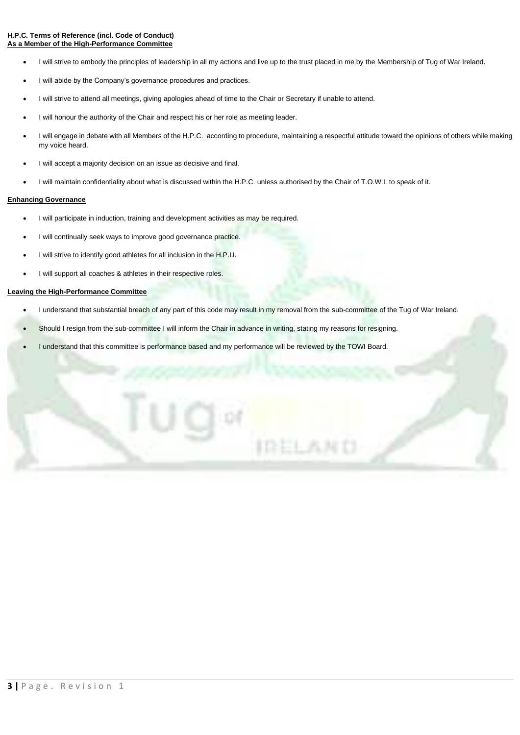**H.P.C. Terms of Reference (incl. Code of Conduct)**
**As a Member of the High-Performance Committee**

- I will strive to embody the principles of leadership in all my actions and live up to the trust placed in me by the Membership of Tug of War Ireland.
- I will abide by the Company's governance procedures and practices.
- I will strive to attend all meetings, giving apologies ahead of time to the Chair or Secretary if unable to attend.
- I will honour the authority of the Chair and respect his or her role as meeting leader.
- I will engage in debate with all Members of the H.P.C. according to procedure, maintaining a respectful attitude toward the opinions of others while making my voice heard.
- I will accept a majority decision on an issue as decisive and final.
- I will maintain confidentiality about what is discussed within the H.P.C. unless authorised by the Chair of T.O.W.I. to speak of it.

**Enhancing Governance**

- I will participate in induction, training and development activities as may be required.
- I will continually seek ways to improve good governance practice.
- I will strive to identify good athletes for all inclusion in the H.P.U.
- I will support all coaches & athletes in their respective roles.

**Leaving the High-Performance Committee**

- I understand that substantial breach of any part of this code may result in my removal from the sub-committee of the Tug of War Ireland.
- Should I resign from the sub-committee I will inform the Chair in advance in writing, stating my reasons for resigning.
- I understand that this committee is performance based and my performance will be reviewed by the TOWI Board.